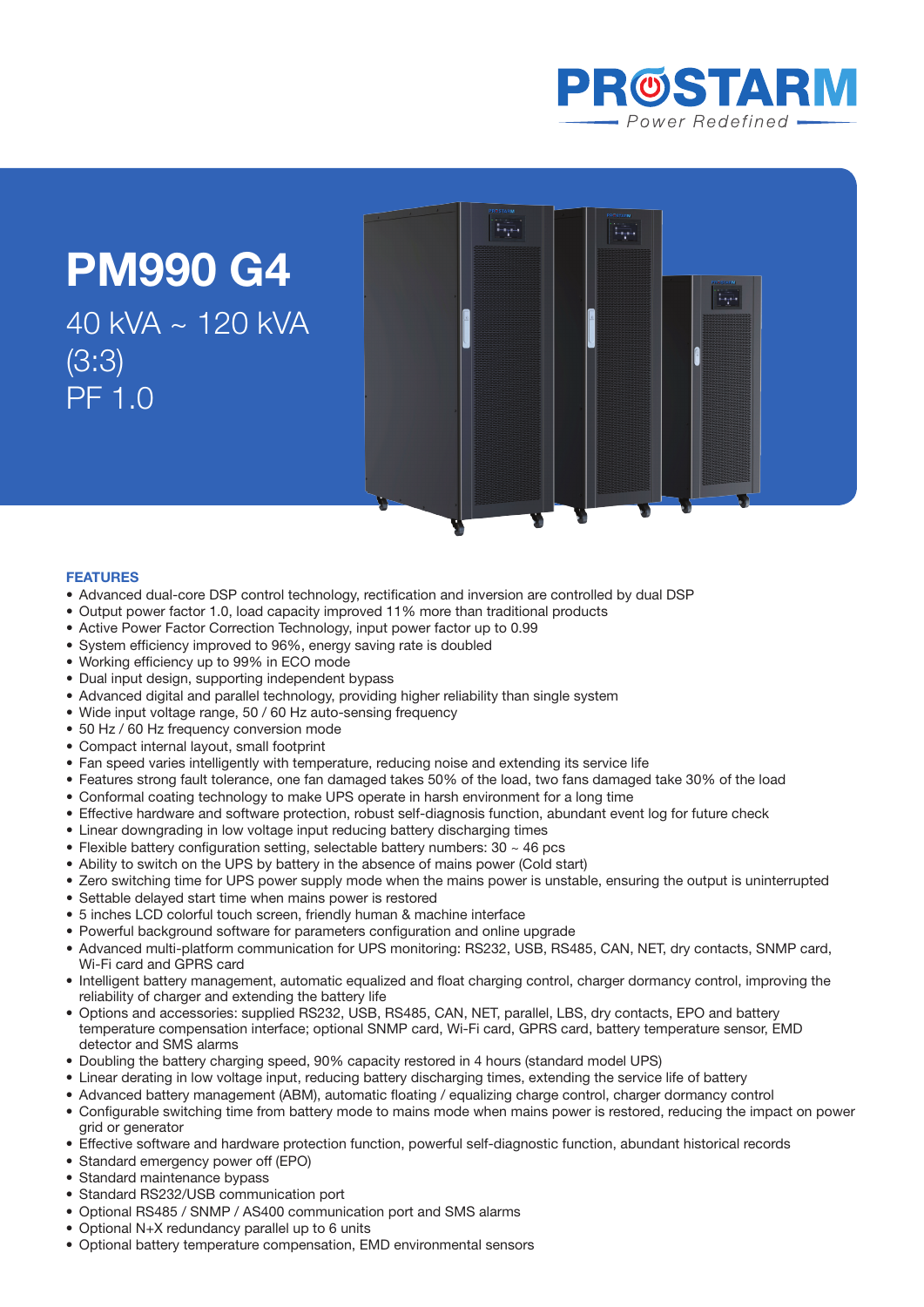PROSTARM

Power Redefined

# PM990 G4

40 kVA ~ 120 kVA

(3:3)

PF 1.0

## FEATURES

- Advanced dual-core DSP control technology, rectification and inversion are controlled by dual DSP
- Output power factor 1.0, load capacity improved 11% more than traditional products
- Active Power Factor Correction Technology, input power factor up to 0.99
- System efficiency improved to 96%, energy saving rate is doubled
- Working efficiency up to 99% in ECO mode
- Dual input design, supporting independent bypass
- Advanced digital and parallel technology, providing higher reliability than single system
- Wide input voltage range, 50 / 60 Hz auto-sensing frequency
- 50 Hz / 60 Hz frequency conversion mode
- Compact internal layout, small footprint
- Fan speed varies intelligently with temperature, reducing noise and extending its service life
- Features strong fault tolerance, one fan damaged takes 50% of the load, two fans damaged take 30% of the load
- Conformal coating technology to make UPS operate in harsh environment for a long time
- Effective hardware and software protection, robust self-diagnosis function, abundant event log for future check
- Linear downgrading in low voltage input reducing battery discharging times
- Flexible battery configuration setting, selectable battery numbers: 30 ~ 46 pcs
- Ability to switch on the UPS by battery in the absence of mains power (Cold start)
- Zero switching time for UPS power supply mode when the mains power is unstable, ensuring the output is uninterrupted
- Settable delayed start time when mains power is restored
- 5 inches LCD colorful touch screen, friendly human & machine interface
- Powerful background software for parameters configuration and online upgrade
- Advanced multi-platform communication for UPS monitoring: RS232, USB, RS485, CAN, NET, dry contacts, SNMP card, Wi-Fi card and GPRS card
- Intelligent battery management, automatic equalized and float charging control, charger dormancy control, improving the reliability of charger and extending the battery life
- Options and accessories: supplied RS232, USB, RS485, CAN, NET, parallel, LBS, dry contacts, EPO and battery temperature compensation interface; optional SNMP card, Wi-Fi card, GPRS card, battery temperature sensor, EMD detector and SMS alarms
- Doubling the battery charging speed, 90% capacity restored in 4 hours (standard model UPS)
- Linear derating in low voltage input, reducing battery discharging times, extending the service life of battery
- Advanced battery management (ABM), automatic floating / equalizing charge control, charger dormancy control
- Configurable switching time from battery mode to mains mode when mains power is restored, reducing the impact on power grid or generator
- Effective software and hardware protection function, powerful self-diagnostic function, abundant historical records
- Standard emergency power off (EPO)
- Standard maintenance bypass
- Standard RS232/USB communication port
- Optional RS485 / SNMP / AS400 communication port and SMS alarms
- Optional N+X redundancy parallel up to 6 units
- Optional battery temperature compensation, EMD environmental sensors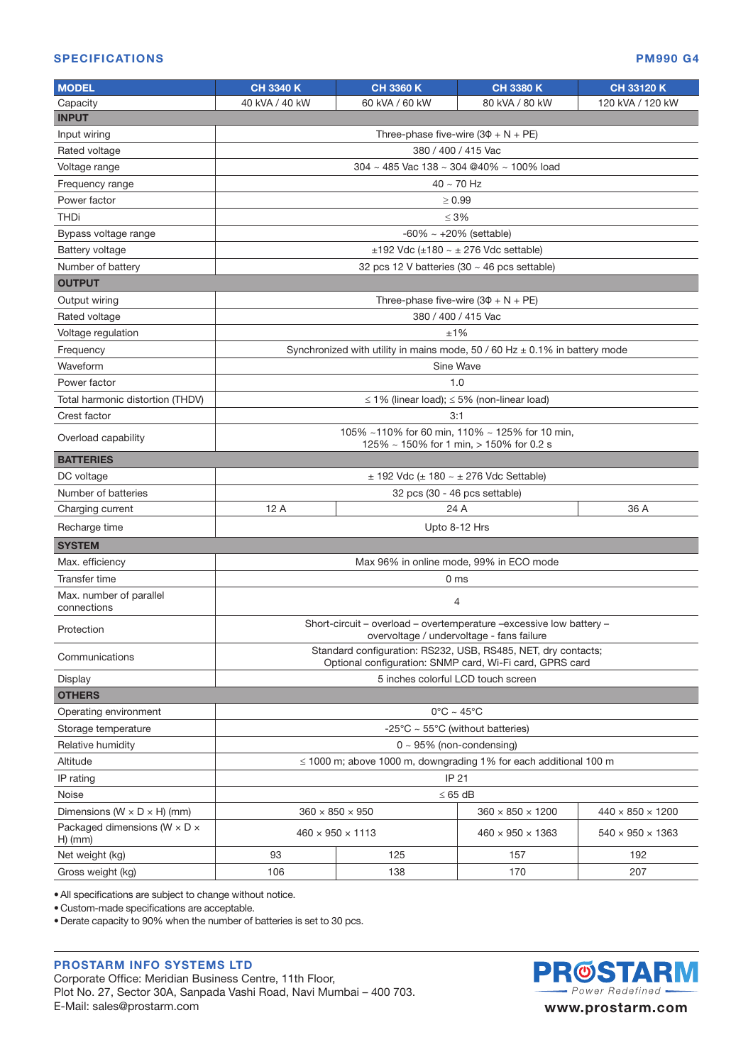## SPECIFICATIONS

**PM990 G4**

| MODEL | CH 3340 K | CH 3360 K | CH 3380 K | CH 33120 K |
|---|---|---|---|---|
| Capacity | 40 kVA / 40 kW | 60 kVA / 60 kW | 80 kVA / 80 kW | 120 kVA / 120 kW |
| **INPUT** | | | | |
| Input wiring | Three-phase five-wire (3Φ + N + PE) | | | |
| Rated voltage | 380 / 400 / 415 Vac | | | |
| Voltage range | 304 ~ 485 Vac 138 ~ 304 @40% ~ 100% load | | | |
| Frequency range | 40 ~ 70 Hz | | | |
| Power factor | ≥ 0.99 | | | |
| THDi | ≤ 3% | | | |
| Bypass voltage range | -60% ~ +20% (settable) | | | |
| Battery voltage | ±192 Vdc (±180 ~ ± 276 Vdc settable) | | | |
| Number of battery | 32 pcs 12 V batteries (30 ~ 46 pcs settable) | | | |
| **OUTPUT** | | | | |
| Output wiring | Three-phase five-wire (3Φ + N + PE) | | | |
| Rated voltage | 380 / 400 / 415 Vac | | | |
| Voltage regulation | ±1% | | | |
| Frequency | Synchronized with utility in mains mode, 50 / 60 Hz ± 0.1% in battery mode | | | |
| Waveform | Sine Wave | | | |
| Power factor | 1.0 | | | |
| Total harmonic distortion (THDV) | ≤ 1% (linear load); ≤ 5% (non-linear load) | | | |
| Crest factor | 3:1 | | | |
| Overload capability | 105% ~110% for 60 min, 110% ~ 125% for 10 min, 125% ~ 150% for 1 min, > 150% for 0.2 s | | | |
| **BATTERIES** | | | | |
| DC voltage | ± 192 Vdc (± 180 ~ ± 276 Vdc Settable) | | | |
| Number of batteries | 32 pcs (30 - 46 pcs settable) | | | |
| Charging current | 12 A | 24 A | | 36 A |
| Recharge time | Upto 8-12 Hrs | | | |
| **SYSTEM** | | | | |
| Max. efficiency | Max 96% in online mode, 99% in ECO mode | | | |
| Transfer time | 0 ms | | | |
| Max. number of parallel connections | 4 | | | |
| Protection | Short-circuit – overload – overtemperature –excessive low battery – overvoltage / undervoltage - fans failure | | | |
| Communications | Standard configuration: RS232, USB, RS485, NET, dry contacts; Optional configuration: SNMP card, Wi-Fi card, GPRS card | | | |
| Display | 5 inches colorful LCD touch screen | | | |
| **OTHERS** | | | | |
| Operating environment | 0°C ~ 45°C | | | |
| Storage temperature | -25°C ~ 55°C (without batteries) | | | |
| Relative humidity | 0 ~ 95% (non-condensing) | | | |
| Altitude | ≤ 1000 m; above 1000 m, downgrading 1% for each additional 100 m | | | |
| IP rating | IP 21 | | | |
| Noise | ≤ 65 dB | | | |
| Dimensions (W × D × H) (mm) | 360 × 850 × 950 | | 360 × 850 × 1200 | 440 × 850 × 1200 |
| Packaged dimensions (W × D × H) (mm) | 460 × 950 × 1113 | | 460 × 950 × 1363 | 540 × 950 × 1363 |
| Net weight (kg) | 93 | 125 | 157 | 192 |
| Gross weight (kg) | 106 | 138 | 170 | 207 |

- All specifications are subject to change without notice.
- Custom-made specifications are acceptable.
- Derate capacity to 90% when the number of batteries is set to 30 pcs.

**PROSTARM INFO SYSTEMS LTD**
Corporate Office: Meridian Business Centre, 11th Floor,
Plot No. 27, Sector 30A, Sanpada Vashi Road, Navi Mumbai – 400 703.
E-Mail: sales@prostarm.com

PROSTARM
Power Redefined
www.prostarm.com